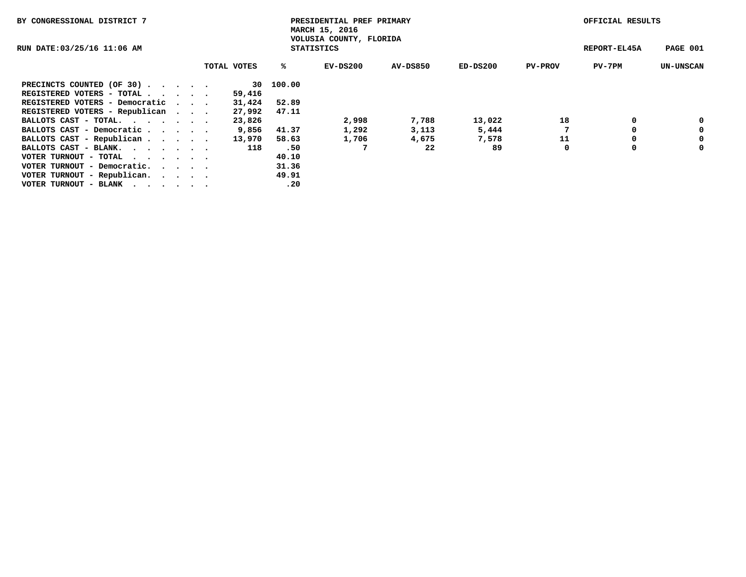BY CONGRESSIONAL DISTRICT 7

PRESIDENTIAL PREF PRIMARY
MARCH 15, 2016
VOLUSIA COUNTY, FLORIDA
STATISTICS

OFFICIAL RESULTS

RUN DATE:03/25/16 11:06 AM

REPORT-EL45A

| | TOTAL VOTES | % | EV-DS200 | AV-DS850 | ED-DS200 | PV-PROV | PV-7PM | UN-UNSCAN |
|---|---|---|---|---|---|---|---|---|
| PRECINCTS COUNTED (OF 30) . . . . . | 30 | 100.00 | | | | | | |
| REGISTERED VOTERS - TOTAL . . . . . | 59,416 | | | | | | | |
| REGISTERED VOTERS - Democratic . . . | 31,424 | 52.89 | | | | | | |
| REGISTERED VOTERS - Republican . . . | 27,992 | 47.11 | | | | | | |
| BALLOTS CAST - TOTAL. . . . . . . | 23,826 | | 2,998 | 7,788 | 13,022 | 18 | 0 | 0 |
| BALLOTS CAST - Democratic . . . . . | 9,856 | 41.37 | 1,292 | 3,113 | 5,444 | 7 | 0 | 0 |
| BALLOTS CAST - Republican . . . . . | 13,970 | 58.63 | 1,706 | 4,675 | 7,578 | 11 | 0 | 0 |
| BALLOTS CAST - BLANK. . . . . . . | 118 | .50 | 7 | 22 | 89 | 0 | 0 | 0 |
| VOTER TURNOUT - TOTAL . . . . . . | | 40.10 | | | | | | |
| VOTER TURNOUT - Democratic. . . . . | | 31.36 | | | | | | |
| VOTER TURNOUT - Republican. . . . . | | 49.91 | | | | | | |
| VOTER TURNOUT - BLANK . . . . . . | | .20 | | | | | | |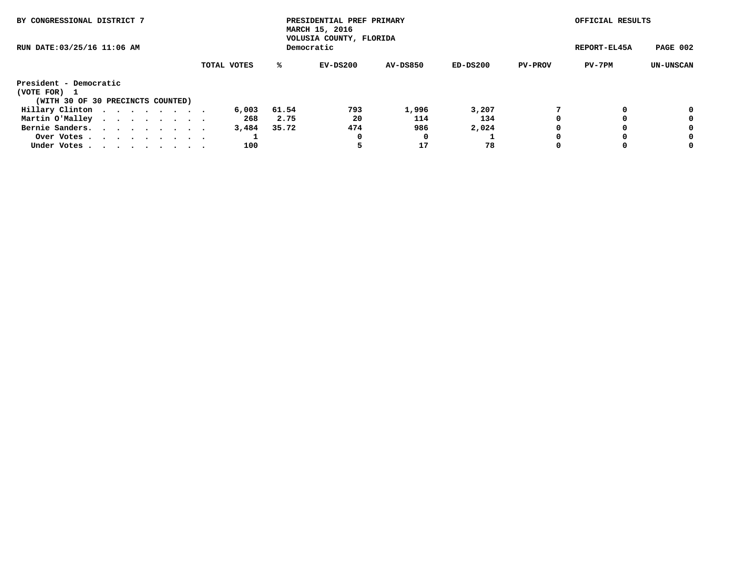BY CONGRESSIONAL DISTRICT 7

PRESIDENTIAL PREF PRIMARY
MARCH 15, 2016
VOLUSIA COUNTY, FLORIDA
Democratic

OFFICIAL RESULTS

RUN DATE:03/25/16 11:06 AM

REPORT-EL45A

President - Democratic
(VOTE FOR) 1
(WITH 30 OF 30 PRECINCTS COUNTED)

| | TOTAL VOTES | % | EV-DS200 | AV-DS850 | ED-DS200 | PV-PROV | PV-7PM | UN-UNSCAN |
|---|---|---|---|---|---|---|---|---|
| Hillary Clinton | 6,003 | 61.54 | 793 | 1,996 | 3,207 | 7 | 0 | 0 |
| Martin O'Malley | 268 | 2.75 | 20 | 114 | 134 | 0 | 0 | 0 |
| Bernie Sanders | 3,484 | 35.72 | 474 | 986 | 2,024 | 0 | 0 | 0 |
| Over Votes | 1 | | 0 | 0 | 1 | 0 | 0 | 0 |
| Under Votes | 100 | | 5 | 17 | 78 | 0 | 0 | 0 |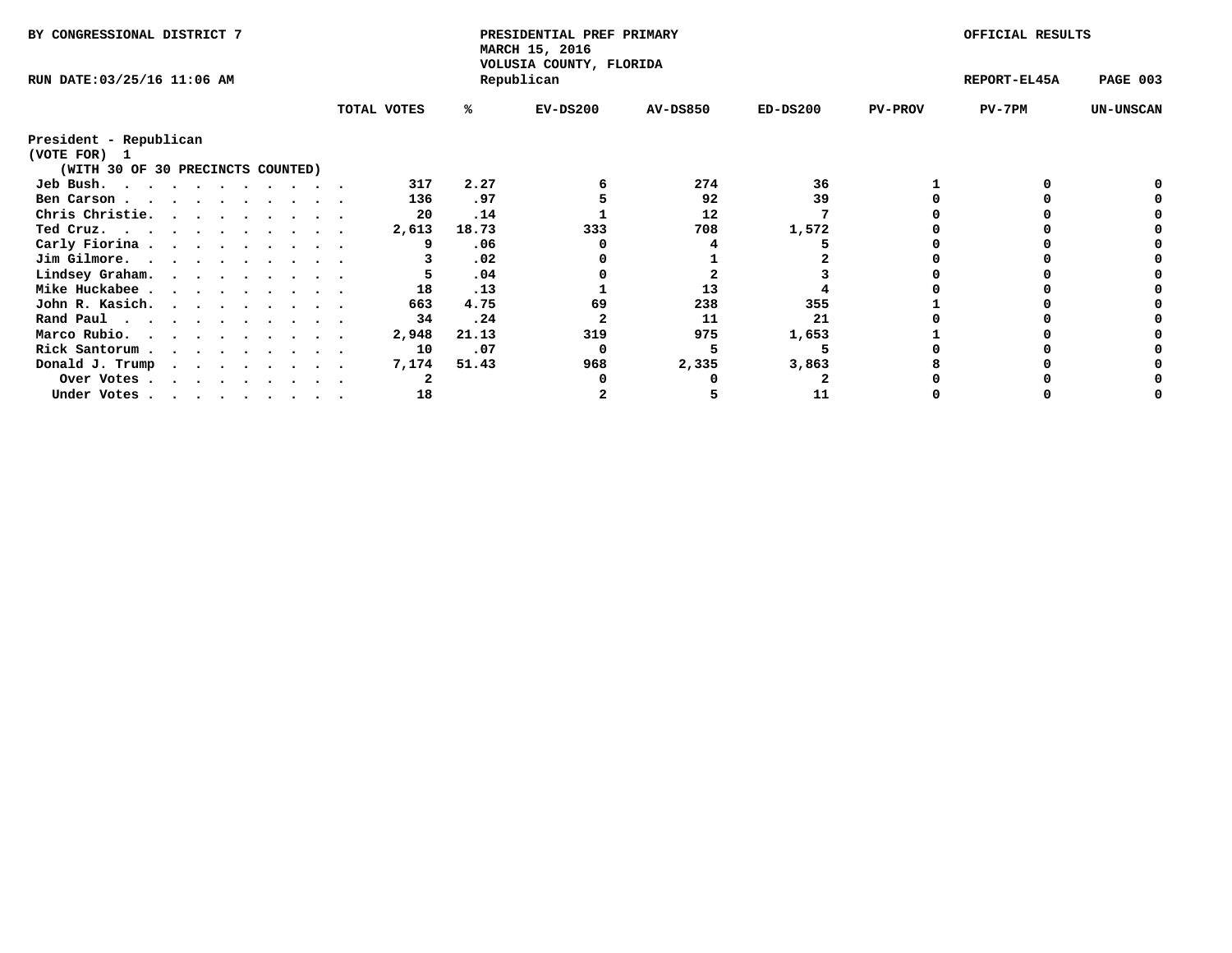BY CONGRESSIONAL DISTRICT 7

PRESIDENTIAL PREF PRIMARY
MARCH 15, 2016
VOLUSIA COUNTY, FLORIDA
Republican

OFFICIAL RESULTS

RUN DATE:03/25/16 11:06 AM

REPORT-EL45A

President - Republican
(VOTE FOR) 1
(WITH 30 OF 30 PRECINCTS COUNTED)

| | TOTAL VOTES | % | EV-DS200 | AV-DS850 | ED-DS200 | PV-PROV | PV-7PM | UN-UNSCAN |
|---|---|---|---|---|---|---|---|---|
| Jeb Bush | 317 | 2.27 | 6 | 274 | 36 | 1 | 0 | 0 |
| Ben Carson | 136 | .97 | 5 | 92 | 39 | 0 | 0 | 0 |
| Chris Christie | 20 | .14 | 1 | 12 | 7 | 0 | 0 | 0 |
| Ted Cruz | 2,613 | 18.73 | 333 | 708 | 1,572 | 0 | 0 | 0 |
| Carly Fiorina | 9 | .06 | 0 | 4 | 5 | 0 | 0 | 0 |
| Jim Gilmore | 3 | .02 | 0 | 1 | 2 | 0 | 0 | 0 |
| Lindsey Graham | 5 | .04 | 0 | 2 | 3 | 0 | 0 | 0 |
| Mike Huckabee | 18 | .13 | 1 | 13 | 4 | 0 | 0 | 0 |
| John R. Kasich | 663 | 4.75 | 69 | 238 | 355 | 1 | 0 | 0 |
| Rand Paul | 34 | .24 | 2 | 11 | 21 | 0 | 0 | 0 |
| Marco Rubio | 2,948 | 21.13 | 319 | 975 | 1,653 | 1 | 0 | 0 |
| Rick Santorum | 10 | .07 | 0 | 5 | 5 | 0 | 0 | 0 |
| Donald J. Trump | 7,174 | 51.43 | 968 | 2,335 | 3,863 | 8 | 0 | 0 |
| Over Votes | 2 | | 0 | 0 | 2 | 0 | 0 | 0 |
| Under Votes | 18 | | 2 | 5 | 11 | 0 | 0 | 0 |